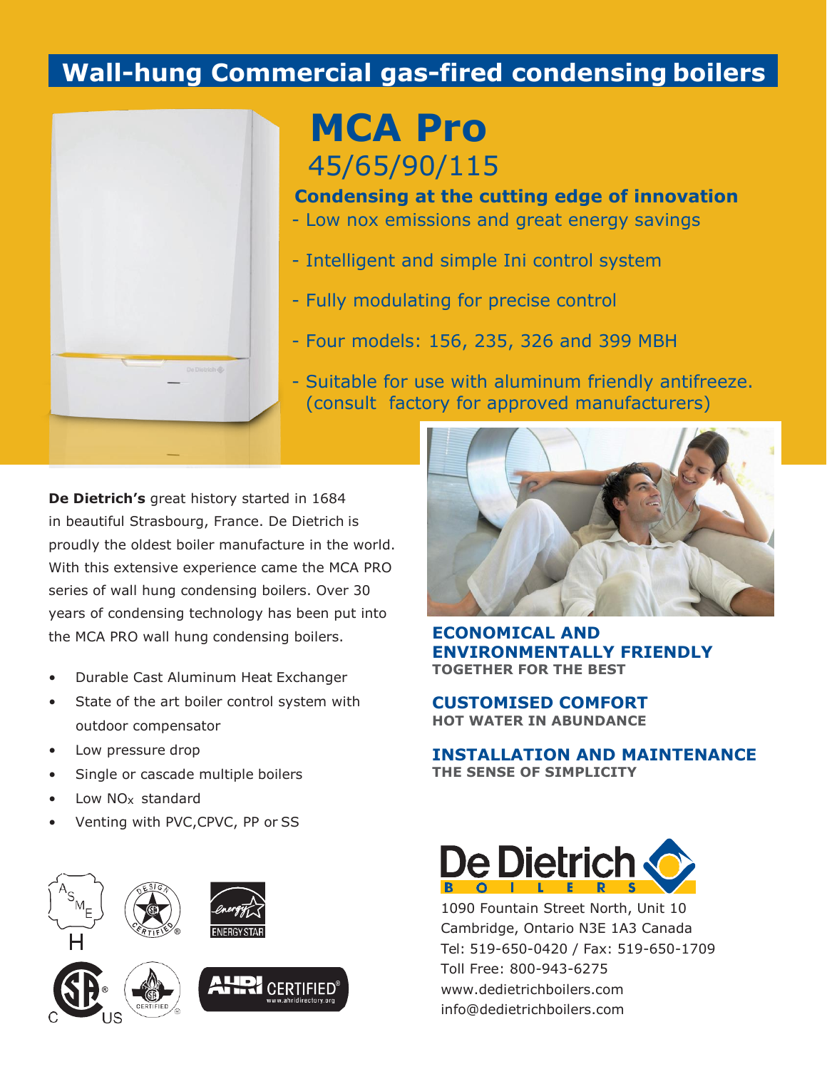# Wall-hung Commercial gas-fired condensing boilers

## MCA Pro

45/65/90/115

### Condensing at the cutting edge of innovation

- Low nox emissions and great energy savings
- Intelligent and simple Ini control system
- Fully modulating for precise control
- Four models: 156, 235, 326 and 399 MBH
- Suitable for use with aluminum friendly antifreeze. (consult factory for approved manufacturers)

**De Dietrich's** great history started in 1684 in beautiful Strasbourg, France. De Dietrich is proudly the oldest boiler manufacture in the world. With this extensive experience came the MCA PRO series of wall hung condensing boilers. Over 30 years of condensing technology has been put into the MCA PRO wall hung condensing boilers.

- Durable Cast Aluminum Heat Exchanger
- State of the art boiler control system with outdoor compensator
- Low pressure drop
- Single or cascade multiple boilers
- Low $NO_x$ standard
- Venting with PVC,CPVC, PP or SS

**ECONOMICAL AND ENVIRONMENTALLY FRIENDLY**
TOGETHER FOR THE BEST

**CUSTOMISED COMFORT**
HOT WATER IN ABUNDANCE

**INSTALLATION AND MAINTENANCE**
THE SENSE OF SIMPLICITY

De Dietrich BOILERS

1090 Fountain Street North, Unit 10
Cambridge, Ontario N3E 1A3 Canada
Tel: 519-650-0420 / Fax: 519-650-1709
Toll Free: 800-943-6275
www.dedietrichboilers.com
info@dedietrichboilers.com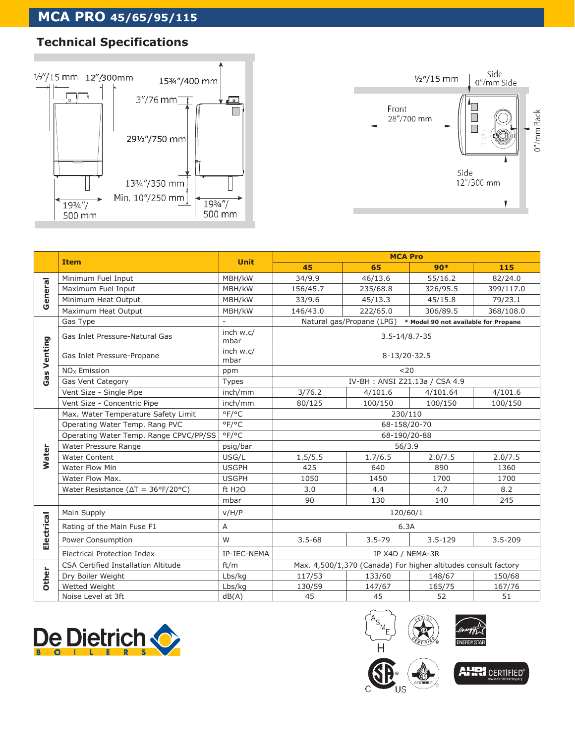# MCA PRO 45/65/95/115

## Technical Specifications

|  | Item | Unit | MCA Pro | | | |
|---|---|---|---|---|---|---|
|  |  |  | 45 | 65 | 90* | 115 |
| General | Minimum Fuel Input | MBH/kW | 34/9.9 | 46/13.6 | 55/16.2 | 82/24.0 |
|  | Maximum Fuel Input | MBH/kW | 156/45.7 | 235/68.8 | 326/95.5 | 399/117.0 |
|  | Minimum Heat Output | MBH/kW | 33/9.6 | 45/13.3 | 45/15.8 | 79/23.1 |
|  | Maximum Heat Output | MBH/kW | 146/43.0 | 222/65.0 | 306/89.5 | 368/108.0 |
| Gas Venting | Gas Type | - | Natural gas/Propane (LPG) **\* Model 90 not available for Propane** | | | |
|  | Gas Inlet Pressure-Natural Gas | inch w.c/ mbar | 3.5-14/8.7-35 | | | |
|  | Gas Inlet Pressure-Propane | inch w.c/ mbar | 8-13/20-32.5 | | | |
|  | $NO_x$ Emission | ppm | <20 | | | |
|  | Gas Vent Category | Types | IV-BH : ANSI Z21.13a / CSA 4.9 | | | |
|  | Vent Size - Single Pipe | inch/mm | 3/76.2 | 4/101.6 | 4/101.64 | 4/101.6 |
|  | Vent Size - Concentric Pipe | inch/mm | 80/125 | 100/150 | 100/150 | 100/150 |
| Water | Max. Water Temperature Safety Limit | °F/°C | 230/110 | | | |
|  | Operating Water Temp. Rang PVC | °F/°C | 68-158/20-70 | | | |
|  | Operating Water Temp. Range CPVC/PP/SS | °F/°C | 68-190/20-88 | | | |
|  | Water Pressure Range | psig/bar | 56/3.9 | | | |
|  | Water Content | USG/L | 1.5/5.5 | 1.7/6.5 | 2.0/7.5 | 2.0/7.5 |
|  | Water Flow Min | USGPH | 425 | 640 | 890 | 1360 |
|  | Water Flow Max. | USGPH | 1050 | 1450 | 1700 | 1700 |
|  | Water Resistance (ΔT = 36°F/20°C) | ft H2O | 3.0 | 4.4 | 4.7 | 8.2 |
|  |  | mbar | 90 | 130 | 140 | 245 |
| Electrical | Main Supply | v/H/P | 120/60/1 | | | |
|  | Rating of the Main Fuse F1 | A | 6.3A | | | |
|  | Power Consumption | W | 3.5-68 | 3.5-79 | 3.5-129 | 3.5-209 |
|  | Electrical Protection Index | IP-IEC-NEMA | IP X4D / NEMA-3R | | | |
| Other | CSA Certified Installation Altitude | ft/m | Max. 4,500/1,370 (Canada) For higher altitudes consult factory | | | |
|  | Dry Boiler Weight | Lbs/kg | 117/53 | 133/60 | 148/67 | 150/68 |
|  | Wetted Weight | Lbs/kg | 130/59 | 147/67 | 165/75 | 167/76 |
|  | Noise Level at 3ft | dB(A) | 45 | 45 | 52 | 51 |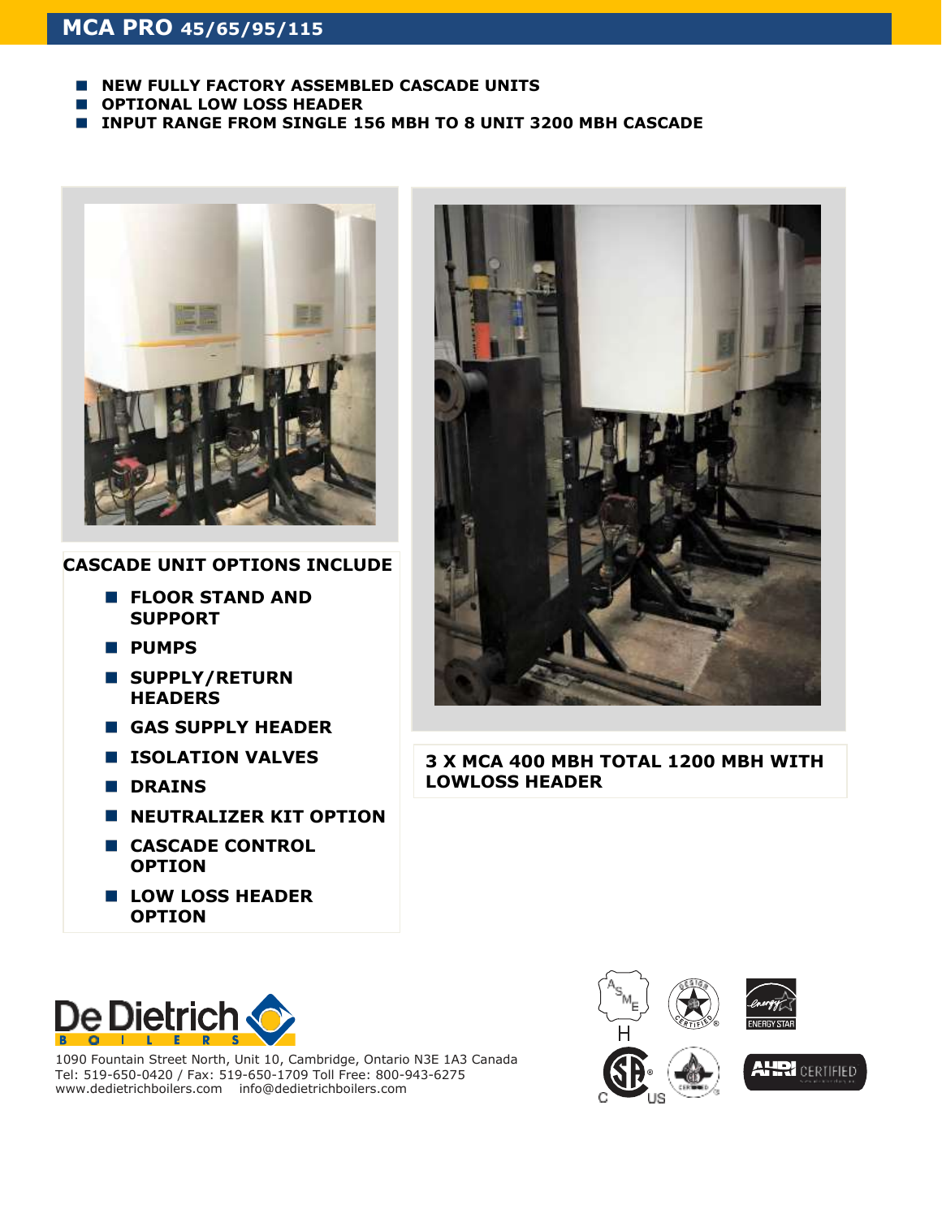# MCA PRO 45/65/95/115

- **NEW FULLY FACTORY ASSEMBLED CASCADE UNITS**
- **OPTIONAL LOW LOSS HEADER**
- **INPUT RANGE FROM SINGLE 156 MBH TO 8 UNIT 3200 MBH CASCADE**

## CASCADE UNIT OPTIONS INCLUDE

- **FLOOR STAND AND SUPPORT**
- **PUMPS**
- **SUPPLY/RETURN HEADERS**
- **GAS SUPPLY HEADER**
- **ISOLATION VALVES**
- **DRAINS**
- **NEUTRALIZER KIT OPTION**
- **CASCADE CONTROL OPTION**
- **LOW LOSS HEADER OPTION**

**3 X MCA 400 MBH TOTAL 1200 MBH WITH LOWLOSS HEADER**

De Dietrich BOILERS

1090 Fountain Street North, Unit 10, Cambridge, Ontario N3E 1A3 Canada
Tel: 519-650-0420 / Fax: 519-650-1709 Toll Free: 800-943-6275
www.dedietrichboilers.com info@dedietrichboilers.com

ASME H · DESIGN CERTIFIED · ENERGY STAR · CSA C US · AHRI CERTIFIED